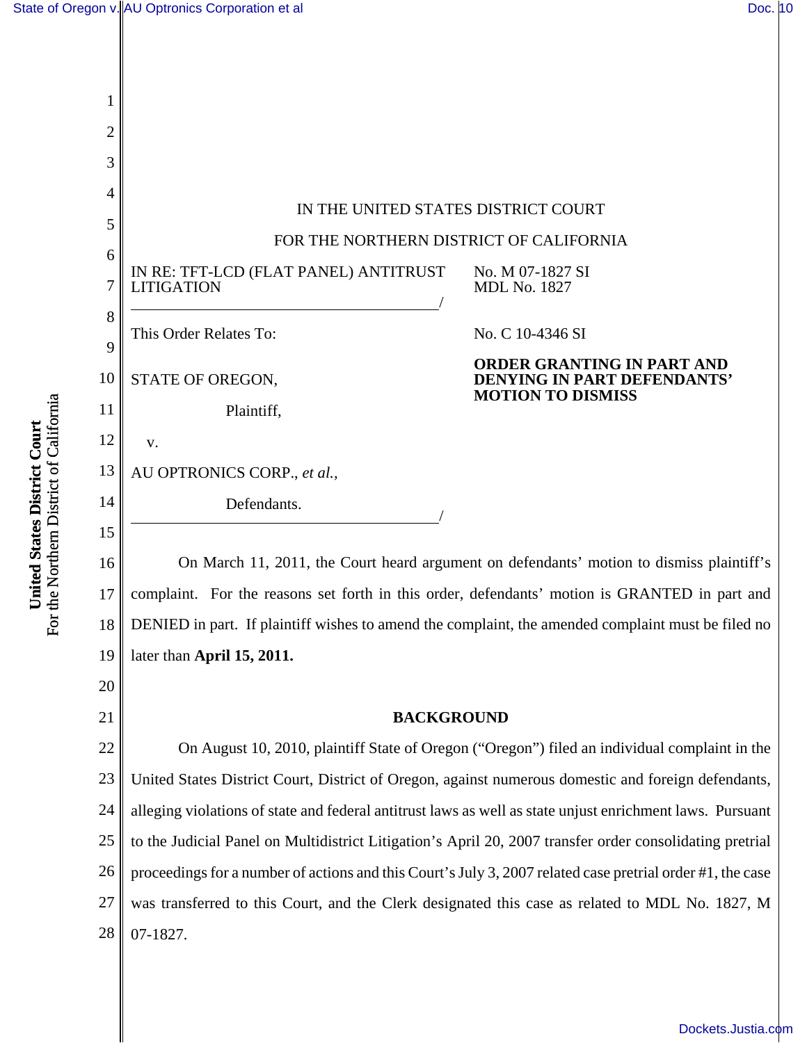IN THE UNITED STATES DISTRICT COURT

FOR THE NORTHERN DISTRICT OF CALIFORNIA

IN RE: TFT-LCD (FLAT PANEL) ANTITRUST LITIGATION

No. M 07-1827 SI
MDL No. 1827

This Order Relates To:

No. C 10-4346 SI

STATE OF OREGON,

Plaintiff,

v.

AU OPTRONICS CORP., *et al.*,

Defendants.

**ORDER GRANTING IN PART AND DENYING IN PART DEFENDANTS' MOTION TO DISMISS**

On March 11, 2011, the Court heard argument on defendants' motion to dismiss plaintiff's complaint. For the reasons set forth in this order, defendants' motion is GRANTED in part and DENIED in part. If plaintiff wishes to amend the complaint, the amended complaint must be filed no later than **April 15, 2011.**

## BACKGROUND

On August 10, 2010, plaintiff State of Oregon ("Oregon") filed an individual complaint in the United States District Court, District of Oregon, against numerous domestic and foreign defendants, alleging violations of state and federal antitrust laws as well as state unjust enrichment laws. Pursuant to the Judicial Panel on Multidistrict Litigation's April 20, 2007 transfer order consolidating pretrial proceedings for a number of actions and this Court's July 3, 2007 related case pretrial order #1, the case was transferred to this Court, and the Clerk designated this case as related to MDL No. 1827, M 07-1827.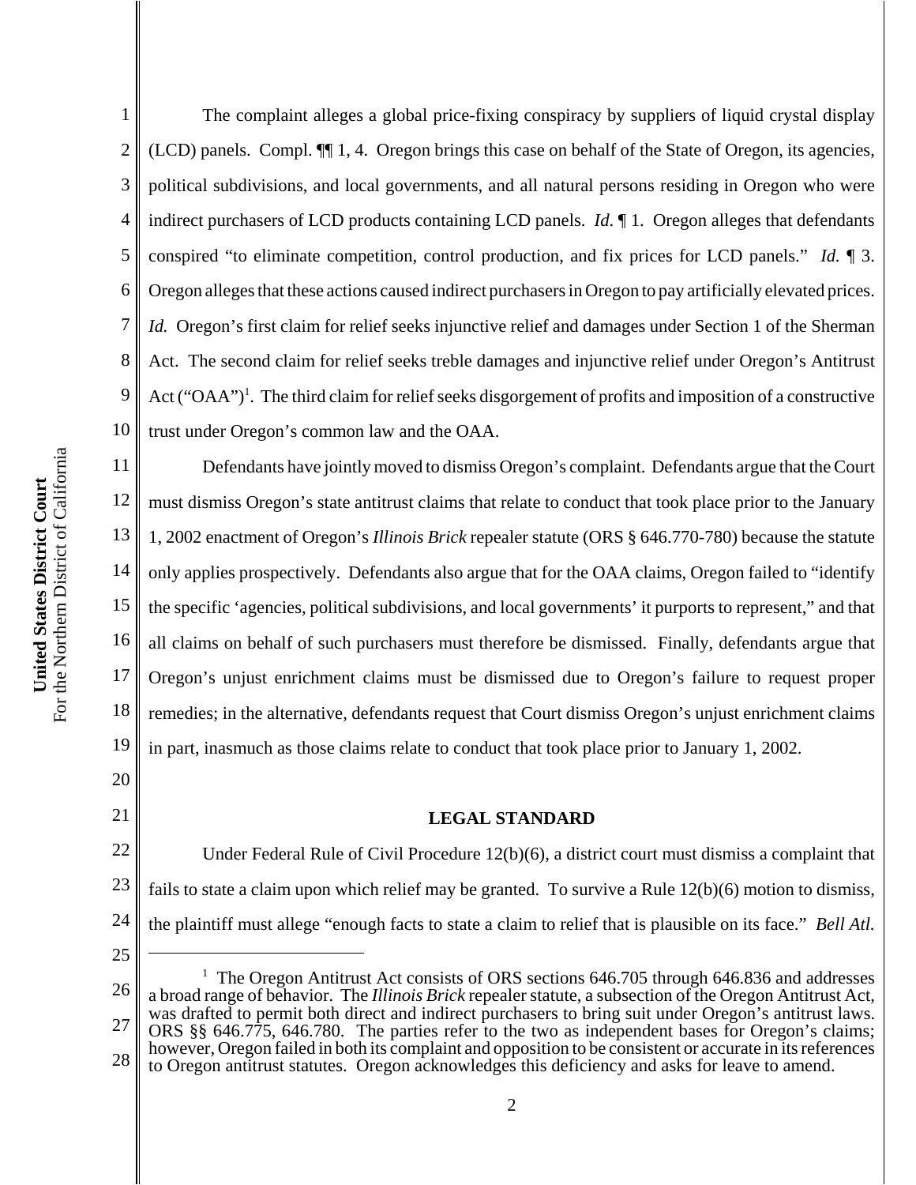The complaint alleges a global price-fixing conspiracy by suppliers of liquid crystal display (LCD) panels. Compl. ¶¶ 1, 4. Oregon brings this case on behalf of the State of Oregon, its agencies, political subdivisions, and local governments, and all natural persons residing in Oregon who were indirect purchasers of LCD products containing LCD panels. *Id.* ¶ 1. Oregon alleges that defendants conspired "to eliminate competition, control production, and fix prices for LCD panels." *Id.* ¶ 3. Oregon alleges that these actions caused indirect purchasers in Oregon to pay artificially elevated prices. *Id.* Oregon's first claim for relief seeks injunctive relief and damages under Section 1 of the Sherman Act. The second claim for relief seeks treble damages and injunctive relief under Oregon's Antitrust Act ("OAA")[1]. The third claim for relief seeks disgorgement of profits and imposition of a constructive trust under Oregon's common law and the OAA.

Defendants have jointly moved to dismiss Oregon's complaint. Defendants argue that the Court must dismiss Oregon's state antitrust claims that relate to conduct that took place prior to the January 1, 2002 enactment of Oregon's *Illinois Brick* repealer statute (ORS § 646.770-780) because the statute only applies prospectively. Defendants also argue that for the OAA claims, Oregon failed to "identify the specific 'agencies, political subdivisions, and local governments' it purports to represent," and that all claims on behalf of such purchasers must therefore be dismissed. Finally, defendants argue that Oregon's unjust enrichment claims must be dismissed due to Oregon's failure to request proper remedies; in the alternative, defendants request that Court dismiss Oregon's unjust enrichment claims in part, inasmuch as those claims relate to conduct that took place prior to January 1, 2002.

## LEGAL STANDARD

Under Federal Rule of Civil Procedure 12(b)(6), a district court must dismiss a complaint that fails to state a claim upon which relief may be granted. To survive a Rule 12(b)(6) motion to dismiss, the plaintiff must allege "enough facts to state a claim to relief that is plausible on its face." *Bell Atl.*

---

[1] The Oregon Antitrust Act consists of ORS sections 646.705 through 646.836 and addresses a broad range of behavior. The *Illinois Brick* repealer statute, a subsection of the Oregon Antitrust Act, was drafted to permit both direct and indirect purchasers to bring suit under Oregon's antitrust laws. ORS §§ 646.775, 646.780. The parties refer to the two as independent bases for Oregon's claims; however, Oregon failed in both its complaint and opposition to be consistent or accurate in its references to Oregon antitrust statutes. Oregon acknowledges this deficiency and asks for leave to amend.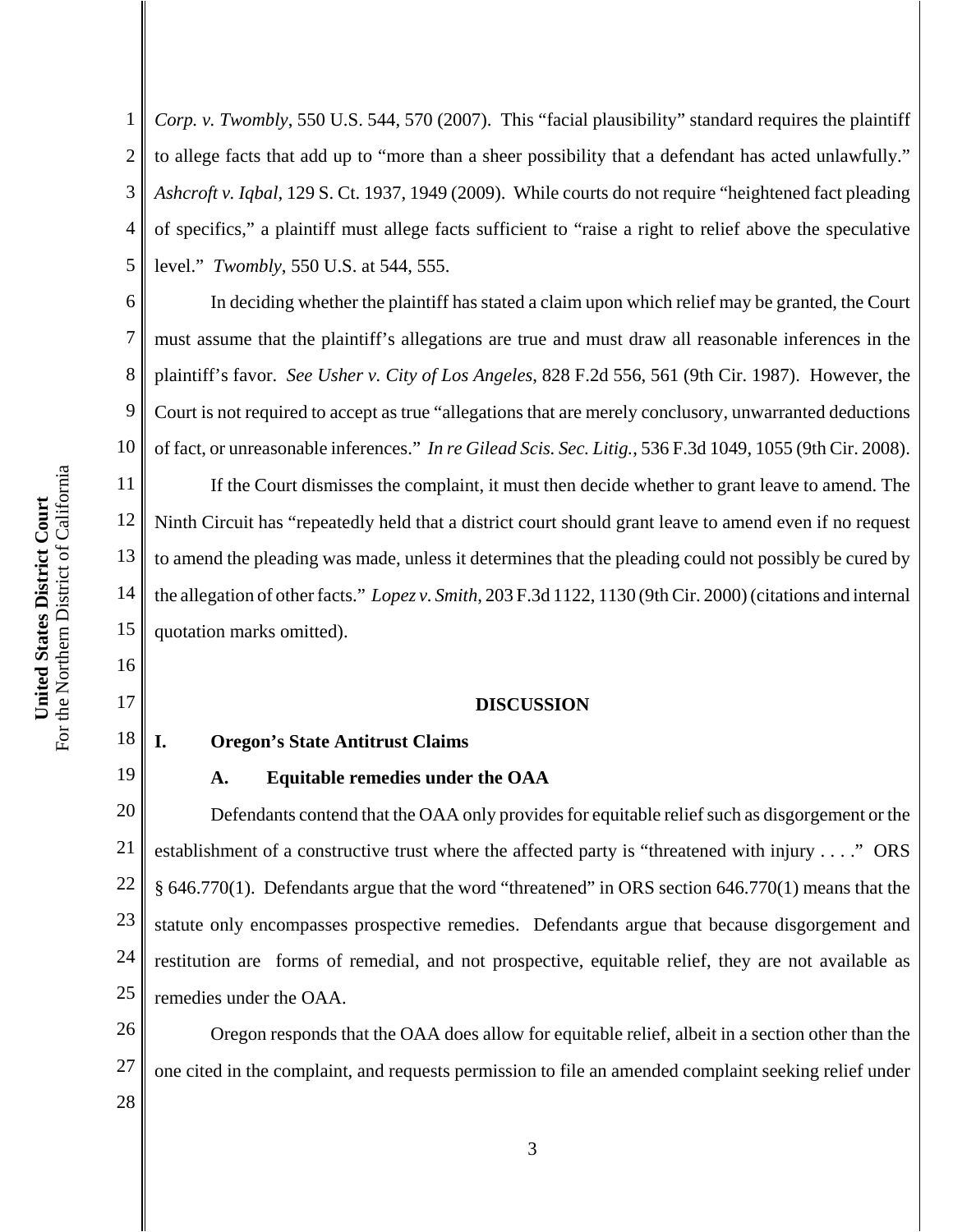*Corp. v. Twombly*, 550 U.S. 544, 570 (2007). This "facial plausibility" standard requires the plaintiff to allege facts that add up to "more than a sheer possibility that a defendant has acted unlawfully." *Ashcroft v. Iqbal*, 129 S. Ct. 1937, 1949 (2009). While courts do not require "heightened fact pleading of specifics," a plaintiff must allege facts sufficient to "raise a right to relief above the speculative level." *Twombly*, 550 U.S. at 544, 555.

In deciding whether the plaintiff has stated a claim upon which relief may be granted, the Court must assume that the plaintiff's allegations are true and must draw all reasonable inferences in the plaintiff's favor. *See Usher v. City of Los Angeles*, 828 F.2d 556, 561 (9th Cir. 1987). However, the Court is not required to accept as true "allegations that are merely conclusory, unwarranted deductions of fact, or unreasonable inferences." *In re Gilead Scis. Sec. Litig.*, 536 F.3d 1049, 1055 (9th Cir. 2008).

If the Court dismisses the complaint, it must then decide whether to grant leave to amend. The Ninth Circuit has "repeatedly held that a district court should grant leave to amend even if no request to amend the pleading was made, unless it determines that the pleading could not possibly be cured by the allegation of other facts." *Lopez v. Smith*, 203 F.3d 1122, 1130 (9th Cir. 2000) (citations and internal quotation marks omitted).

## DISCUSSION

### I. Oregon's State Antitrust Claims

#### A. Equitable remedies under the OAA

Defendants contend that the OAA only provides for equitable relief such as disgorgement or the establishment of a constructive trust where the affected party is "threatened with injury . . . ." ORS § 646.770(1). Defendants argue that the word "threatened" in ORS section 646.770(1) means that the statute only encompasses prospective remedies. Defendants argue that because disgorgement and restitution are forms of remedial, and not prospective, equitable relief, they are not available as remedies under the OAA.

Oregon responds that the OAA does allow for equitable relief, albeit in a section other than the one cited in the complaint, and requests permission to file an amended complaint seeking relief under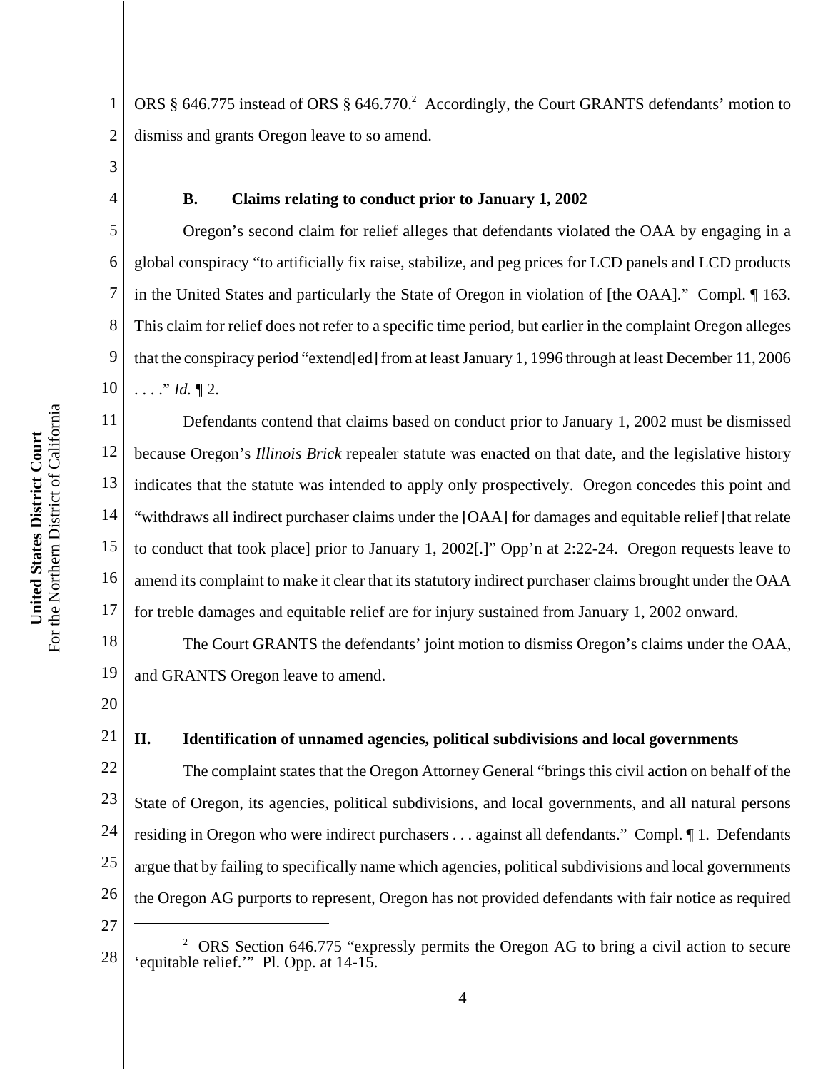ORS § 646.775 instead of ORS § 646.770.[2] Accordingly, the Court GRANTS defendants' motion to dismiss and grants Oregon leave to so amend.

### B. Claims relating to conduct prior to January 1, 2002

Oregon's second claim for relief alleges that defendants violated the OAA by engaging in a global conspiracy "to artificially fix raise, stabilize, and peg prices for LCD panels and LCD products in the United States and particularly the State of Oregon in violation of [the OAA]." Compl. ¶ 163. This claim for relief does not refer to a specific time period, but earlier in the complaint Oregon alleges that the conspiracy period "extend[ed] from at least January 1, 1996 through at least December 11, 2006 . . . ." *Id.* ¶ 2.

Defendants contend that claims based on conduct prior to January 1, 2002 must be dismissed because Oregon's *Illinois Brick* repealer statute was enacted on that date, and the legislative history indicates that the statute was intended to apply only prospectively. Oregon concedes this point and "withdraws all indirect purchaser claims under the [OAA] for damages and equitable relief [that relate to conduct that took place] prior to January 1, 2002[.]" Opp'n at 2:22-24. Oregon requests leave to amend its complaint to make it clear that its statutory indirect purchaser claims brought under the OAA for treble damages and equitable relief are for injury sustained from January 1, 2002 onward.

The Court GRANTS the defendants' joint motion to dismiss Oregon's claims under the OAA, and GRANTS Oregon leave to amend.

## II. Identification of unnamed agencies, political subdivisions and local governments

The complaint states that the Oregon Attorney General "brings this civil action on behalf of the State of Oregon, its agencies, political subdivisions, and local governments, and all natural persons residing in Oregon who were indirect purchasers . . . against all defendants." Compl. ¶ 1. Defendants argue that by failing to specifically name which agencies, political subdivisions and local governments the Oregon AG purports to represent, Oregon has not provided defendants with fair notice as required

---

[2] ORS Section 646.775 "expressly permits the Oregon AG to bring a civil action to secure 'equitable relief.'" Pl. Opp. at 14-15.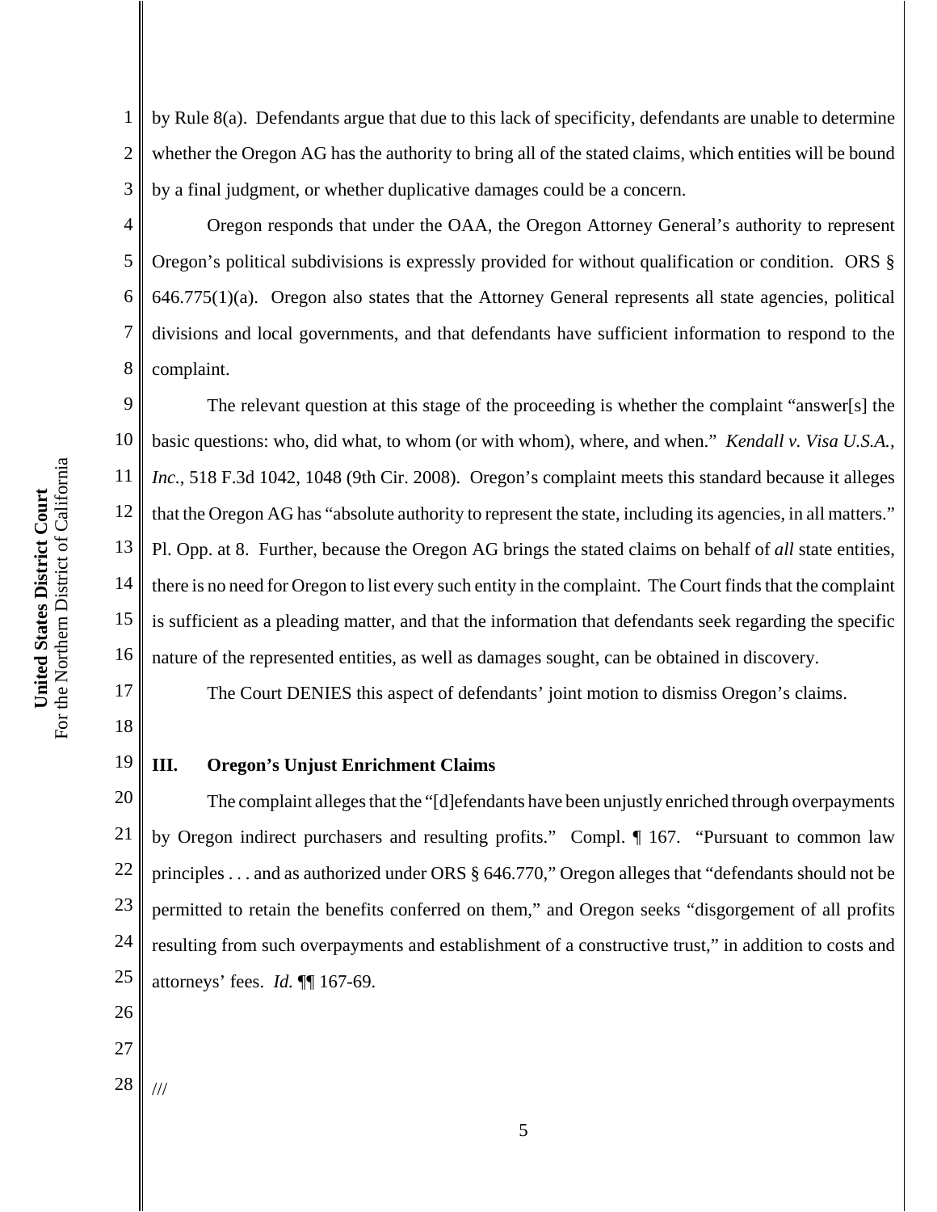by Rule 8(a). Defendants argue that due to this lack of specificity, defendants are unable to determine whether the Oregon AG has the authority to bring all of the stated claims, which entities will be bound by a final judgment, or whether duplicative damages could be a concern.

Oregon responds that under the OAA, the Oregon Attorney General's authority to represent Oregon's political subdivisions is expressly provided for without qualification or condition. ORS § 646.775(1)(a). Oregon also states that the Attorney General represents all state agencies, political divisions and local governments, and that defendants have sufficient information to respond to the complaint.

The relevant question at this stage of the proceeding is whether the complaint "answer[s] the basic questions: who, did what, to whom (or with whom), where, and when." *Kendall v. Visa U.S.A., Inc.*, 518 F.3d 1042, 1048 (9th Cir. 2008). Oregon's complaint meets this standard because it alleges that the Oregon AG has "absolute authority to represent the state, including its agencies, in all matters." Pl. Opp. at 8. Further, because the Oregon AG brings the stated claims on behalf of *all* state entities, there is no need for Oregon to list every such entity in the complaint. The Court finds that the complaint is sufficient as a pleading matter, and that the information that defendants seek regarding the specific nature of the represented entities, as well as damages sought, can be obtained in discovery.

The Court DENIES this aspect of defendants' joint motion to dismiss Oregon's claims.

## III. Oregon's Unjust Enrichment Claims

The complaint alleges that the "[d]efendants have been unjustly enriched through overpayments by Oregon indirect purchasers and resulting profits." Compl. ¶ 167. "Pursuant to common law principles . . . and as authorized under ORS § 646.770," Oregon alleges that "defendants should not be permitted to retain the benefits conferred on them," and Oregon seeks "disgorgement of all profits resulting from such overpayments and establishment of a constructive trust," in addition to costs and attorneys' fees. *Id.* ¶¶ 167-69.

///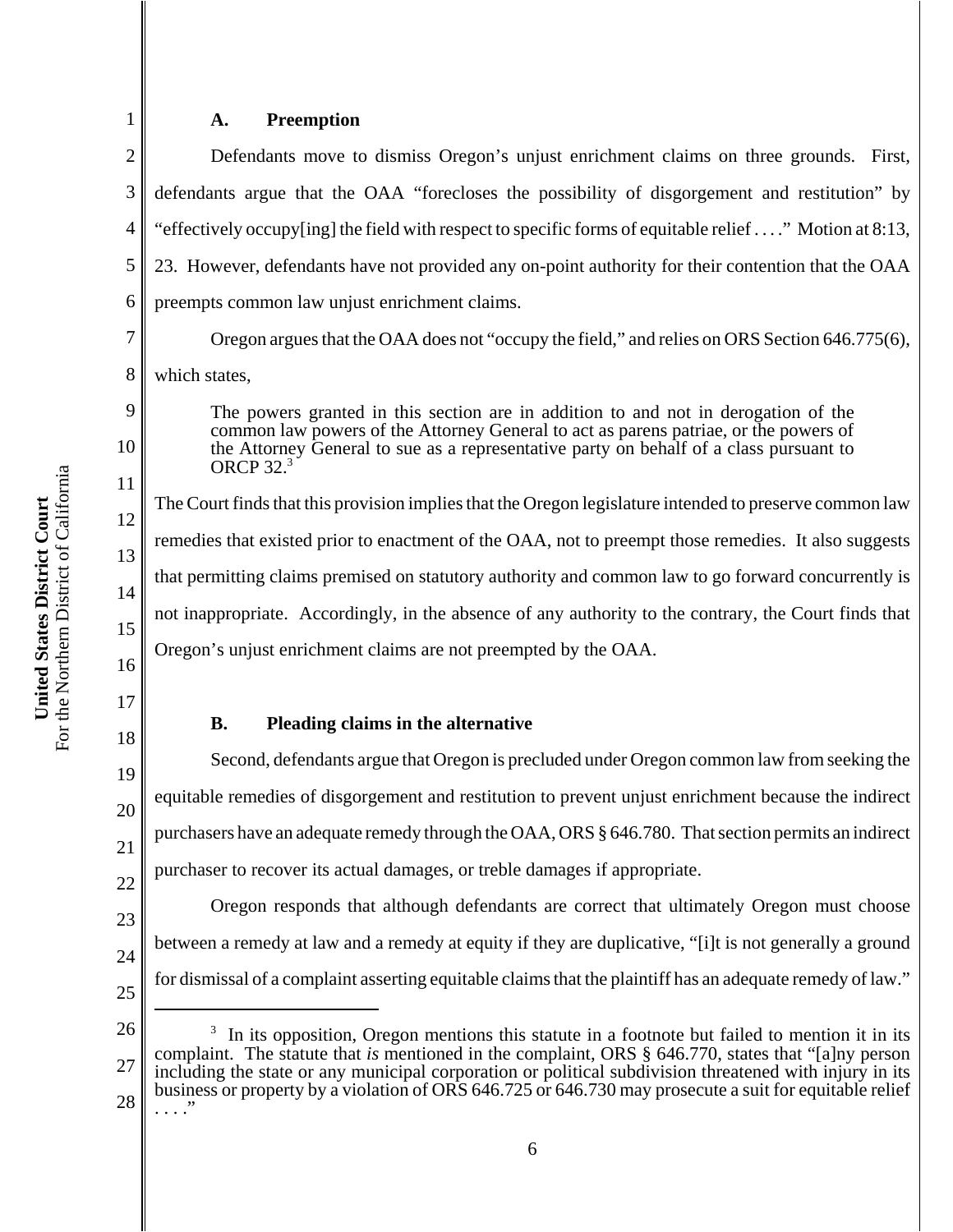### A. Preemption

Defendants move to dismiss Oregon's unjust enrichment claims on three grounds. First, defendants argue that the OAA "forecloses the possibility of disgorgement and restitution" by "effectively occupy[ing] the field with respect to specific forms of equitable relief . . . ." Motion at 8:13, 23. However, defendants have not provided any on-point authority for their contention that the OAA preempts common law unjust enrichment claims.

Oregon argues that the OAA does not "occupy the field," and relies on ORS Section 646.775(6), which states,

> The powers granted in this section are in addition to and not in derogation of the common law powers of the Attorney General to act as parens patriae, or the powers of the Attorney General to sue as a representative party on behalf of a class pursuant to ORCP 32.[3]

The Court finds that this provision implies that the Oregon legislature intended to preserve common law remedies that existed prior to enactment of the OAA, not to preempt those remedies. It also suggests that permitting claims premised on statutory authority and common law to go forward concurrently is not inappropriate. Accordingly, in the absence of any authority to the contrary, the Court finds that Oregon's unjust enrichment claims are not preempted by the OAA.

### B. Pleading claims in the alternative

Second, defendants argue that Oregon is precluded under Oregon common law from seeking the equitable remedies of disgorgement and restitution to prevent unjust enrichment because the indirect purchasers have an adequate remedy through the OAA, ORS § 646.780. That section permits an indirect purchaser to recover its actual damages, or treble damages if appropriate.

Oregon responds that although defendants are correct that ultimately Oregon must choose between a remedy at law and a remedy at equity if they are duplicative, "[i]t is not generally a ground for dismissal of a complaint asserting equitable claims that the plaintiff has an adequate remedy of law."

---

[3] In its opposition, Oregon mentions this statute in a footnote but failed to mention it in its complaint. The statute that *is* mentioned in the complaint, ORS § 646.770, states that "[a]ny person including the state or any municipal corporation or political subdivision threatened with injury in its business or property by a violation of ORS 646.725 or 646.730 may prosecute a suit for equitable relief . . . ."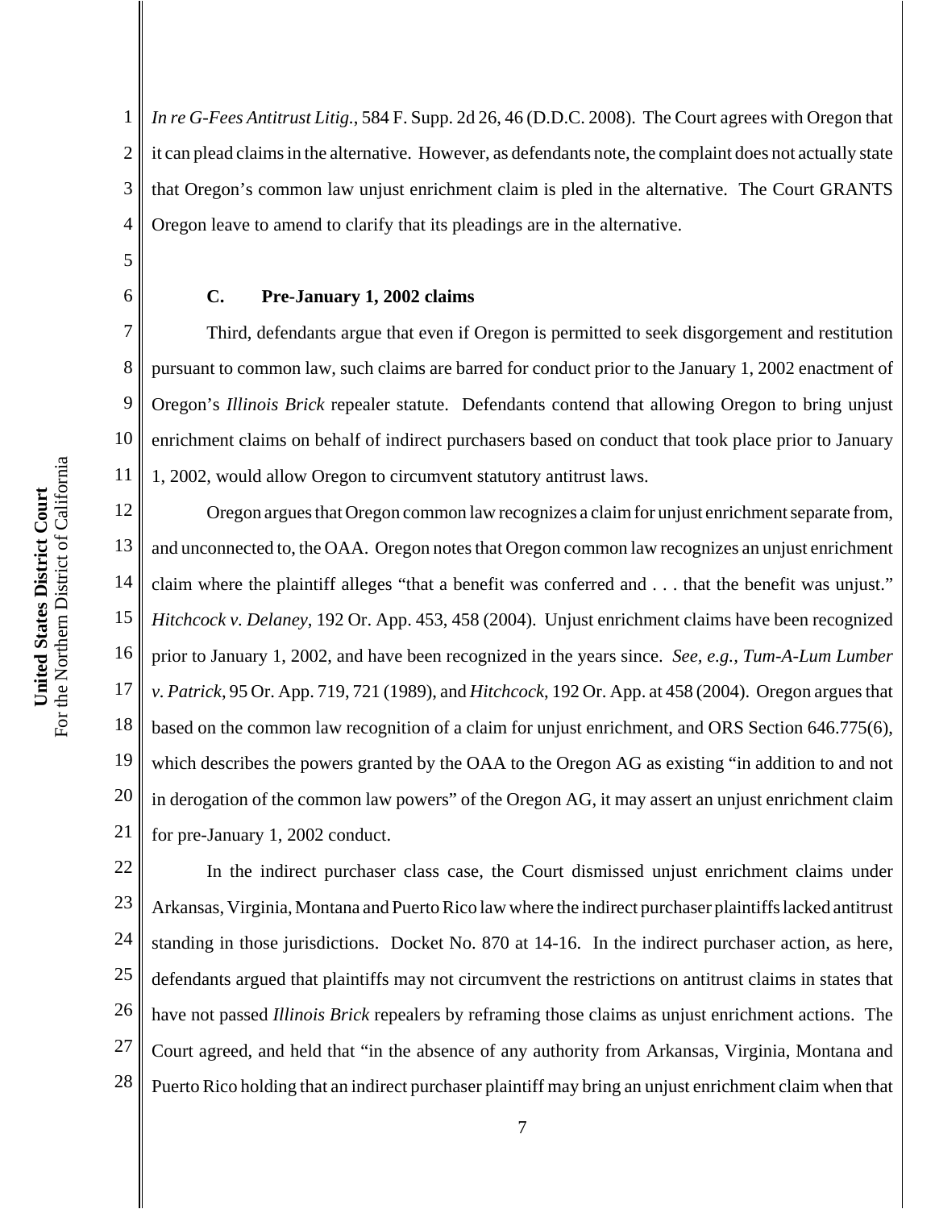*In re G-Fees Antitrust Litig.*, 584 F. Supp. 2d 26, 46 (D.D.C. 2008). The Court agrees with Oregon that it can plead claims in the alternative. However, as defendants note, the complaint does not actually state that Oregon's common law unjust enrichment claim is pled in the alternative. The Court GRANTS Oregon leave to amend to clarify that its pleadings are in the alternative.

### C. Pre-January 1, 2002 claims

Third, defendants argue that even if Oregon is permitted to seek disgorgement and restitution pursuant to common law, such claims are barred for conduct prior to the January 1, 2002 enactment of Oregon's *Illinois Brick* repealer statute. Defendants contend that allowing Oregon to bring unjust enrichment claims on behalf of indirect purchasers based on conduct that took place prior to January 1, 2002, would allow Oregon to circumvent statutory antitrust laws.

Oregon argues that Oregon common law recognizes a claim for unjust enrichment separate from, and unconnected to, the OAA. Oregon notes that Oregon common law recognizes an unjust enrichment claim where the plaintiff alleges "that a benefit was conferred and . . . that the benefit was unjust." *Hitchcock v. Delaney*, 192 Or. App. 453, 458 (2004). Unjust enrichment claims have been recognized prior to January 1, 2002, and have been recognized in the years since. *See, e.g., Tum-A-Lum Lumber v. Patrick*, 95 Or. App. 719, 721 (1989), and *Hitchcock*, 192 Or. App. at 458 (2004). Oregon argues that based on the common law recognition of a claim for unjust enrichment, and ORS Section 646.775(6), which describes the powers granted by the OAA to the Oregon AG as existing "in addition to and not in derogation of the common law powers" of the Oregon AG, it may assert an unjust enrichment claim for pre-January 1, 2002 conduct.

In the indirect purchaser class case, the Court dismissed unjust enrichment claims under Arkansas, Virginia, Montana and Puerto Rico law where the indirect purchaser plaintiffs lacked antitrust standing in those jurisdictions. Docket No. 870 at 14-16. In the indirect purchaser action, as here, defendants argued that plaintiffs may not circumvent the restrictions on antitrust claims in states that have not passed *Illinois Brick* repealers by reframing those claims as unjust enrichment actions. The Court agreed, and held that "in the absence of any authority from Arkansas, Virginia, Montana and Puerto Rico holding that an indirect purchaser plaintiff may bring an unjust enrichment claim when that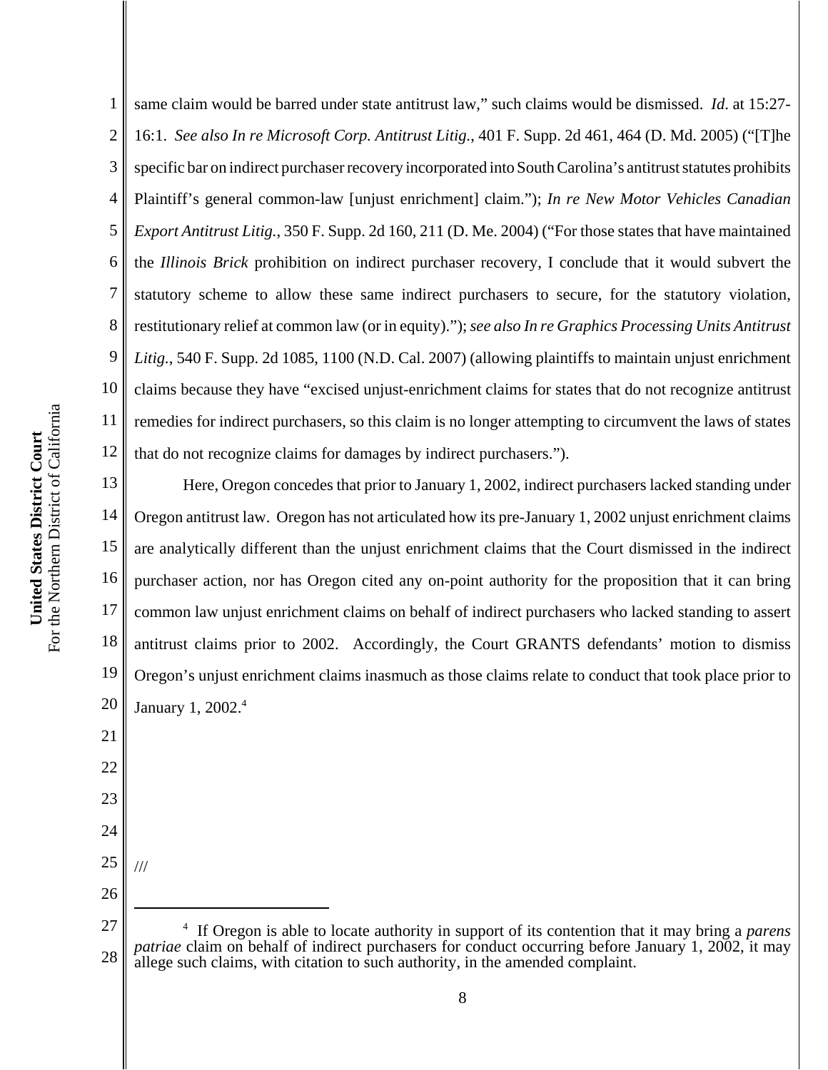same claim would be barred under state antitrust law," such claims would be dismissed. *Id*. at 15:27-16:1. *See also In re Microsoft Corp. Antitrust Litig.*, 401 F. Supp. 2d 461, 464 (D. Md. 2005) ("[T]he specific bar on indirect purchaser recovery incorporated into South Carolina's antitrust statutes prohibits Plaintiff's general common-law [unjust enrichment] claim."); *In re New Motor Vehicles Canadian Export Antitrust Litig.*, 350 F. Supp. 2d 160, 211 (D. Me. 2004) ("For those states that have maintained the *Illinois Brick* prohibition on indirect purchaser recovery, I conclude that it would subvert the statutory scheme to allow these same indirect purchasers to secure, for the statutory violation, restitutionary relief at common law (or in equity)."); *see also In re Graphics Processing Units Antitrust Litig.*, 540 F. Supp. 2d 1085, 1100 (N.D. Cal. 2007) (allowing plaintiffs to maintain unjust enrichment claims because they have "excised unjust-enrichment claims for states that do not recognize antitrust remedies for indirect purchasers, so this claim is no longer attempting to circumvent the laws of states that do not recognize claims for damages by indirect purchasers.").

Here, Oregon concedes that prior to January 1, 2002, indirect purchasers lacked standing under Oregon antitrust law. Oregon has not articulated how its pre-January 1, 2002 unjust enrichment claims are analytically different than the unjust enrichment claims that the Court dismissed in the indirect purchaser action, nor has Oregon cited any on-point authority for the proposition that it can bring common law unjust enrichment claims on behalf of indirect purchasers who lacked standing to assert antitrust claims prior to 2002. Accordingly, the Court GRANTS defendants' motion to dismiss Oregon's unjust enrichment claims inasmuch as those claims relate to conduct that took place prior to January 1, 2002.[4]

///

[4] If Oregon is able to locate authority in support of its contention that it may bring a *parens patriae* claim on behalf of indirect purchasers for conduct occurring before January 1, 2002, it may allege such claims, with citation to such authority, in the amended complaint.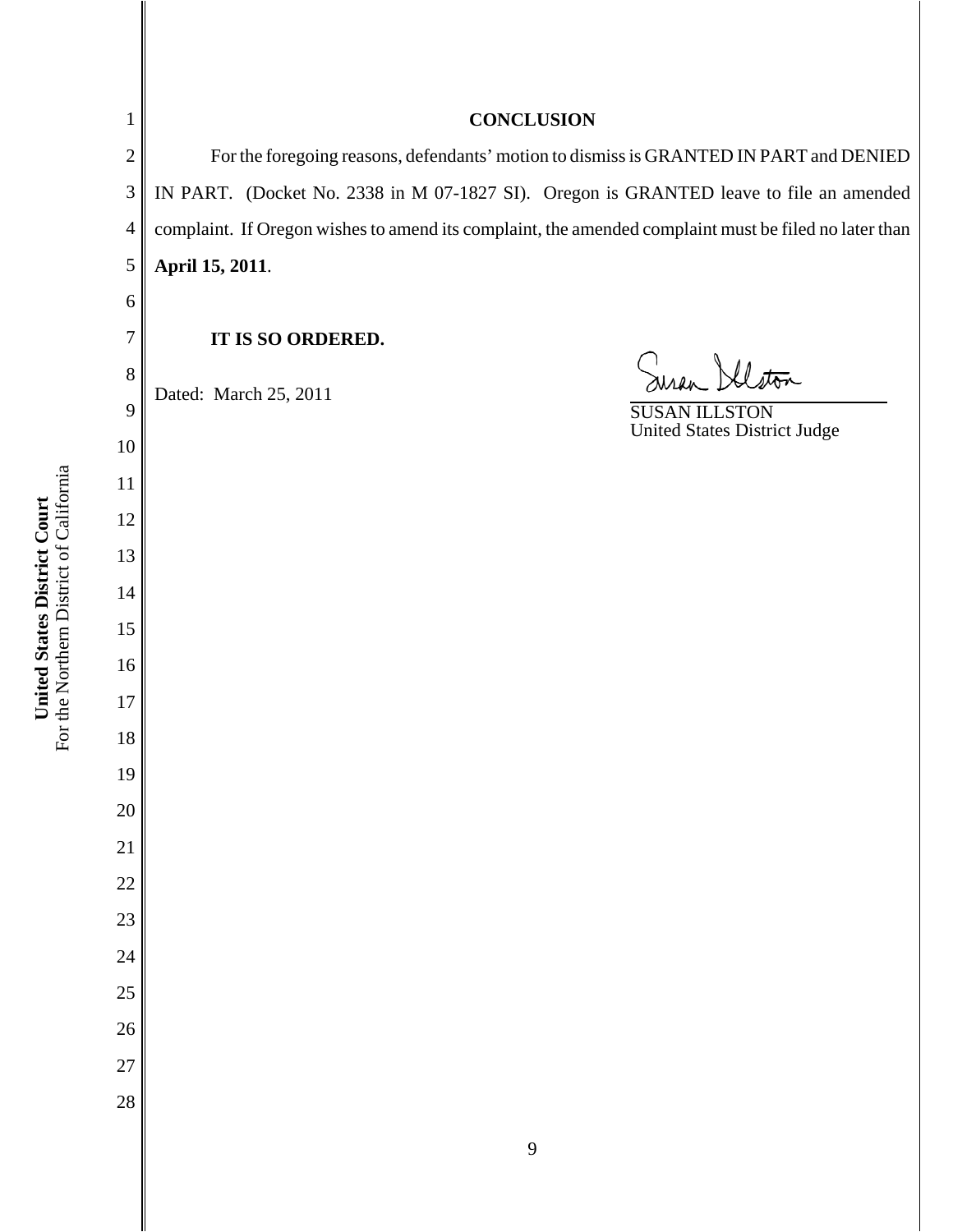## CONCLUSION

For the foregoing reasons, defendants' motion to dismiss is GRANTED IN PART and DENIED IN PART. (Docket No. 2338 in M 07-1827 SI). Oregon is GRANTED leave to file an amended complaint. If Oregon wishes to amend its complaint, the amended complaint must be filed no later than **April 15, 2011**.

**IT IS SO ORDERED.**

Dated: March 25, 2011

SUSAN ILLSTON
United States District Judge